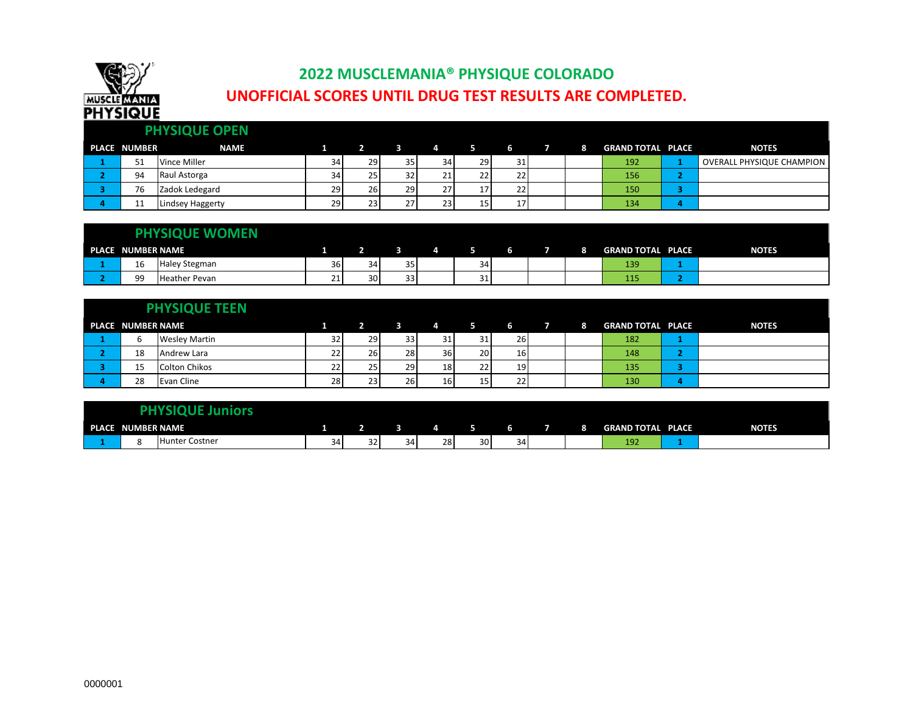# 2022 MUSCLEMANIA® PHYSIQUE COLORADO

## UNOFFICIAL SCORES UNTIL DRUG TEST RESULTS ARE COMPLETED.

### PHYSIQUE OPEN

| PLACE | NUMBER | NAME | 1 | 2 | 3 | 4 | 5 | 6 | 7 | 8 | GRAND TOTAL | PLACE | NOTES |
|---|---|---|---|---|---|---|---|---|---|---|---|---|---|
| 1 | 51 | Vince Miller | 34 | 29 | 35 | 34 | 29 | 31 | | | 192 | 1 | OVERALL PHYSIQUE CHAMPION |
| 2 | 94 | Raul Astorga | 34 | 25 | 32 | 21 | 22 | 22 | | | 156 | 2 | |
| 3 | 76 | Zadok Ledegard | 29 | 26 | 29 | 27 | 17 | 22 | | | 150 | 3 | |
| 4 | 11 | Lindsey Haggerty | 29 | 23 | 27 | 23 | 15 | 17 | | | 134 | 4 | |

### PHYSIQUE WOMEN

| PLACE | NUMBER | NAME | 1 | 2 | 3 | 4 | 5 | 6 | 7 | 8 | GRAND TOTAL | PLACE | NOTES |
|---|---|---|---|---|---|---|---|---|---|---|---|---|---|
| 1 | 16 | Haley Stegman | 36 | 34 | 35 | | 34 | | | | 139 | 1 | |
| 2 | 99 | Heather Pevan | 21 | 30 | 33 | | 31 | | | | 115 | 2 | |

### PHYSIQUE TEEN

| PLACE | NUMBER | NAME | 1 | 2 | 3 | 4 | 5 | 6 | 7 | 8 | GRAND TOTAL | PLACE | NOTES |
|---|---|---|---|---|---|---|---|---|---|---|---|---|---|
| 1 | 6 | Wesley Martin | 32 | 29 | 33 | 31 | 31 | 26 | | | 182 | 1 | |
| 2 | 18 | Andrew Lara | 22 | 26 | 28 | 36 | 20 | 16 | | | 148 | 2 | |
| 3 | 15 | Colton Chikos | 22 | 25 | 29 | 18 | 22 | 19 | | | 135 | 3 | |
| 4 | 28 | Evan Cline | 28 | 23 | 26 | 16 | 15 | 22 | | | 130 | 4 | |

### PHYSIQUE Juniors

| PLACE | NUMBER | NAME | 1 | 2 | 3 | 4 | 5 | 6 | 7 | 8 | GRAND TOTAL | PLACE | NOTES |
|---|---|---|---|---|---|---|---|---|---|---|---|---|---|
| 1 | 8 | Hunter Costner | 34 | 32 | 34 | 28 | 30 | 34 | | | 192 | 1 | |

0000001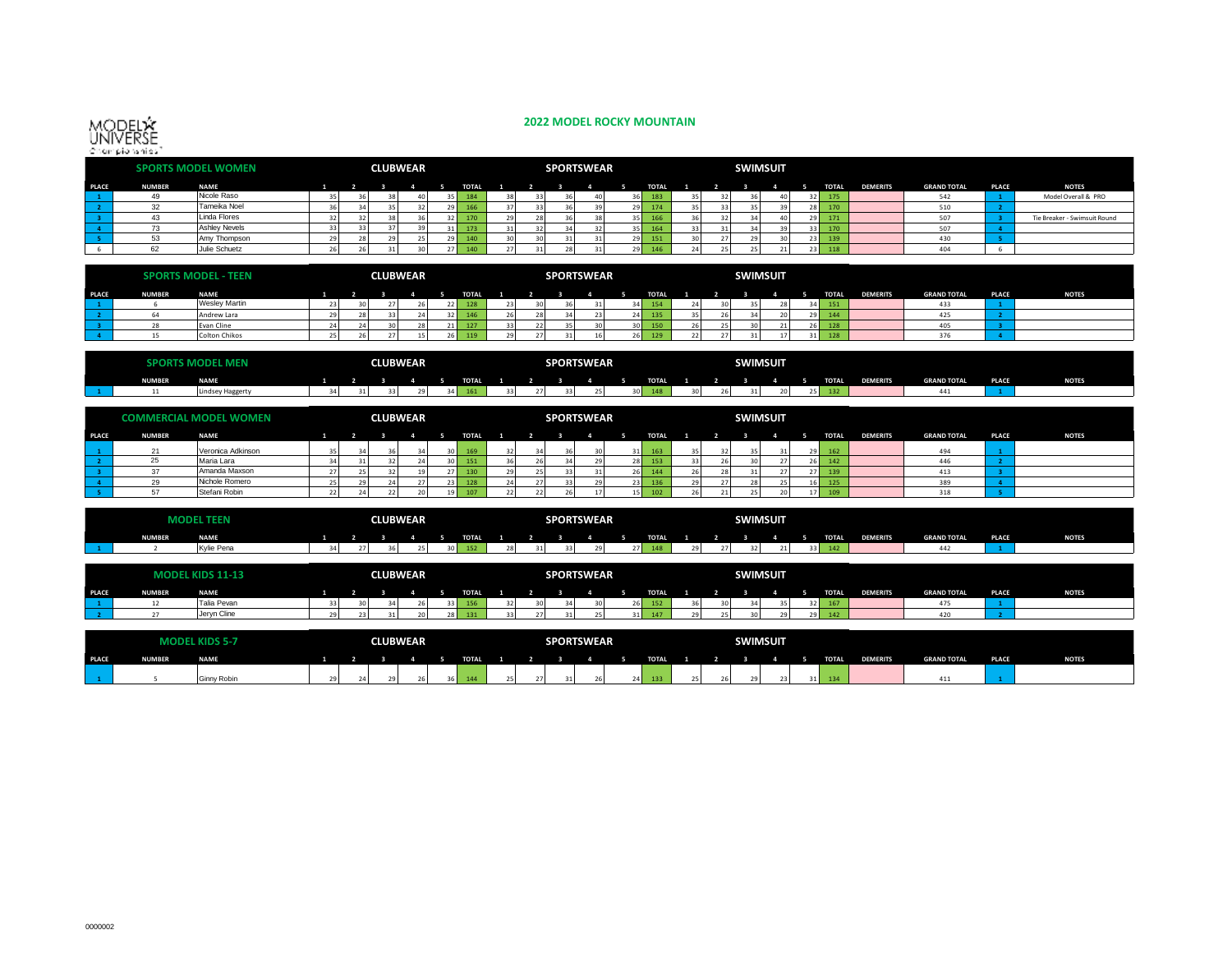MODEL UNIVERSE Championships

# 2022 MODEL ROCKY MOUNTAIN

## SPORTS MODEL WOMEN

| PLACE | NUMBER | NAME | CLUBWEAR 1 | 2 | 3 | 4 | 5 | TOTAL | SPORTSWEAR 1 | 2 | 3 | 4 | 5 | TOTAL | SWIMSUIT 1 | 2 | 3 | 4 | 5 | TOTAL | DEMERITS | GRAND TOTAL | PLACE | NOTES |
|---|---|---|---|---|---|---|---|---|---|---|---|---|---|---|---|---|---|---|---|---|---|---|---|---|
| 1 | 49 | Nicole Raso | 35 | 36 | 38 | 40 | 35 | 184 | 38 | 33 | 36 | 40 | 36 | 183 | 35 | 32 | 36 | 40 | 32 | 175 | | 542 | 1 | Model Overall & PRO |
| 2 | 32 | Tameika Noel | 36 | 34 | 35 | 32 | 29 | 166 | 37 | 33 | 36 | 39 | 29 | 174 | 35 | 33 | 35 | 39 | 28 | 170 | | 510 | 2 | |
| 3 | 43 | Linda Flores | 32 | 32 | 38 | 36 | 32 | 170 | 29 | 28 | 36 | 38 | 35 | 166 | 36 | 32 | 34 | 40 | 29 | 171 | | 507 | 3 | Tie Breaker - Swimsuit Round |
| 4 | 73 | Ashley Nevels | 33 | 33 | 37 | 39 | 31 | 173 | 31 | 32 | 34 | 32 | 35 | 164 | 33 | 31 | 34 | 39 | 33 | 170 | | 507 | 4 | |
| 5 | 53 | Amy Thompson | 29 | 28 | 29 | 25 | 29 | 140 | 30 | 30 | 31 | 31 | 29 | 151 | 30 | 27 | 29 | 30 | 23 | 139 | | 430 | 5 | |
| 6 | 62 | Julie Schuetz | 26 | 26 | 31 | 30 | 27 | 140 | 27 | 31 | 28 | 31 | 29 | 146 | 24 | 25 | 25 | 21 | 23 | 118 | | 404 | 6 | |

## SPORTS MODEL - TEEN

| PLACE | NUMBER | NAME | CLUBWEAR 1 | 2 | 3 | 4 | 5 | TOTAL | SPORTSWEAR 1 | 2 | 3 | 4 | 5 | TOTAL | SWIMSUIT 1 | 2 | 3 | 4 | 5 | TOTAL | DEMERITS | GRAND TOTAL | PLACE | NOTES |
|---|---|---|---|---|---|---|---|---|---|---|---|---|---|---|---|---|---|---|---|---|---|---|---|---|
| 1 | 6 | Wesley Martin | 23 | 30 | 27 | 26 | 22 | 128 | 23 | 30 | 36 | 31 | 34 | 154 | 24 | 30 | 35 | 28 | 34 | 151 | | 433 | 1 | |
| 2 | 64 | Andrew Lara | 29 | 28 | 33 | 24 | 32 | 146 | 26 | 28 | 34 | 23 | 24 | 135 | 35 | 26 | 34 | 20 | 29 | 144 | | 425 | 2 | |
| 3 | 28 | Evan Cline | 24 | 24 | 30 | 28 | 21 | 127 | 33 | 22 | 35 | 30 | 30 | 150 | 26 | 25 | 30 | 21 | 26 | 128 | | 405 | 3 | |
| 4 | 15 | Colton Chikos | 25 | 26 | 27 | 15 | 26 | 119 | 29 | 27 | 31 | 16 | 26 | 129 | 22 | 27 | 31 | 17 | 31 | 128 | | 376 | 4 | |

## SPORTS MODEL MEN

| PLACE | NUMBER | NAME | CLUBWEAR 1 | 2 | 3 | 4 | 5 | TOTAL | SPORTSWEAR 1 | 2 | 3 | 4 | 5 | TOTAL | SWIMSUIT 1 | 2 | 3 | 4 | 5 | TOTAL | DEMERITS | GRAND TOTAL | PLACE | NOTES |
|---|---|---|---|---|---|---|---|---|---|---|---|---|---|---|---|---|---|---|---|---|---|---|---|---|
| 1 | 11 | Lindsey Haggerty | 34 | 31 | 33 | 29 | 34 | 161 | 33 | 27 | 33 | 25 | 30 | 148 | 30 | 26 | 31 | 20 | 25 | 132 | | 441 | 1 | |

## COMMERCIAL MODEL WOMEN

| PLACE | NUMBER | NAME | CLUBWEAR 1 | 2 | 3 | 4 | 5 | TOTAL | SPORTSWEAR 1 | 2 | 3 | 4 | 5 | TOTAL | SWIMSUIT 1 | 2 | 3 | 4 | 5 | TOTAL | DEMERITS | GRAND TOTAL | PLACE | NOTES |
|---|---|---|---|---|---|---|---|---|---|---|---|---|---|---|---|---|---|---|---|---|---|---|---|---|
| 1 | 21 | Veronica Adkinson | 35 | 34 | 36 | 34 | 30 | 169 | 32 | 34 | 36 | 30 | 31 | 163 | 35 | 32 | 35 | 31 | 29 | 162 | | 494 | 1 | |
| 2 | 25 | Maria Lara | 34 | 31 | 32 | 24 | 30 | 151 | 36 | 26 | 34 | 29 | 28 | 153 | 33 | 26 | 30 | 27 | 26 | 142 | | 446 | 2 | |
| 3 | 37 | Amanda Maxson | 27 | 25 | 32 | 19 | 27 | 130 | 29 | 25 | 33 | 31 | 26 | 144 | 26 | 28 | 31 | 27 | 27 | 139 | | 413 | 3 | |
| 4 | 29 | Nichole Romero | 25 | 29 | 24 | 27 | 23 | 128 | 24 | 27 | 33 | 29 | 23 | 136 | 29 | 27 | 28 | 25 | 16 | 125 | | 389 | 4 | |
| 5 | 57 | Stefani Robin | 22 | 24 | 22 | 20 | 19 | 107 | 22 | 22 | 26 | 17 | 15 | 102 | 26 | 21 | 25 | 20 | 17 | 109 | | 318 | 5 | |

## MODEL TEEN

| PLACE | NUMBER | NAME | CLUBWEAR 1 | 2 | 3 | 4 | 5 | TOTAL | SPORTSWEAR 1 | 2 | 3 | 4 | 5 | TOTAL | SWIMSUIT 1 | 2 | 3 | 4 | 5 | TOTAL | DEMERITS | GRAND TOTAL | PLACE | NOTES |
|---|---|---|---|---|---|---|---|---|---|---|---|---|---|---|---|---|---|---|---|---|---|---|---|---|
| 1 | 2 | Kylie Pena | 34 | 27 | 36 | 25 | 30 | 152 | 28 | 31 | 33 | 29 | 27 | 148 | 29 | 27 | 32 | 21 | 33 | 142 | | 442 | 1 | |

## MODEL KIDS 11-13

| PLACE | NUMBER | NAME | CLUBWEAR 1 | 2 | 3 | 4 | 5 | TOTAL | SPORTSWEAR 1 | 2 | 3 | 4 | 5 | TOTAL | SWIMSUIT 1 | 2 | 3 | 4 | 5 | TOTAL | DEMERITS | GRAND TOTAL | PLACE | NOTES |
|---|---|---|---|---|---|---|---|---|---|---|---|---|---|---|---|---|---|---|---|---|---|---|---|---|
| 1 | 12 | Talia Pevan | 33 | 30 | 34 | 26 | 33 | 156 | 32 | 30 | 34 | 30 | 26 | 152 | 36 | 30 | 34 | 35 | 32 | 167 | | 475 | 1 | |
| 2 | 27 | Jeryn Cline | 29 | 23 | 31 | 20 | 28 | 131 | 33 | 27 | 31 | 25 | 31 | 147 | 29 | 25 | 30 | 29 | 29 | 142 | | 420 | 2 | |

## MODEL KIDS 5-7

| PLACE | NUMBER | NAME | CLUBWEAR 1 | 2 | 3 | 4 | 5 | TOTAL | SPORTSWEAR 1 | 2 | 3 | 4 | 5 | TOTAL | SWIMSUIT 1 | 2 | 3 | 4 | 5 | TOTAL | DEMERITS | GRAND TOTAL | PLACE | NOTES |
|---|---|---|---|---|---|---|---|---|---|---|---|---|---|---|---|---|---|---|---|---|---|---|---|---|
| 1 | 5 | Ginny Robin | 29 | 24 | 29 | 26 | 36 | 144 | 25 | 27 | 31 | 26 | 24 | 133 | 25 | 26 | 29 | 23 | 31 | 134 | | 411 | 1 | |

0000002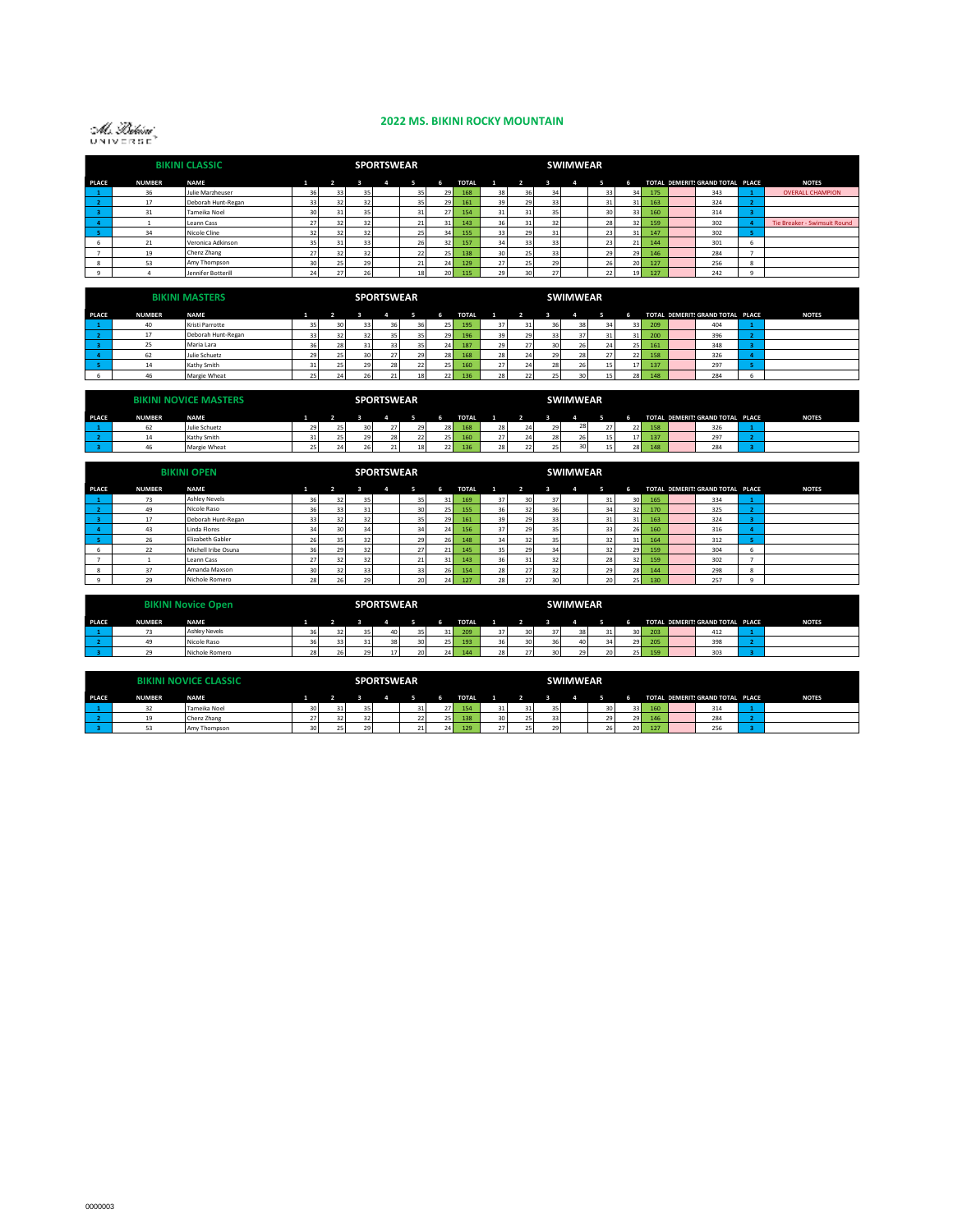Ms. Bikini Universe

# 2022 MS. BIKINI ROCKY MOUNTAIN

## BIKINI CLASSIC

| | | | SPORTSWEAR | | | | | | | SWIMWEAR | | | | | | | | | | |
|---|---|---|---|---|---|---|---|---|---|---|---|---|---|---|---|---|---|---|---|---|
| PLACE | NUMBER | NAME | 1 | 2 | 3 | 4 | 5 | 6 | TOTAL | 1 | 2 | 3 | 4 | 5 | 6 | TOTAL | DEMERITS | GRAND TOTAL | PLACE | NOTES |
| 1 | 36 | Julie Marzheuser | 36 | 33 | 35 | | 35 | 29 | 168 | 38 | 36 | 34 | | 33 | 34 | 175 | | 343 | 1 | OVERALL CHAMPION |
| 2 | 17 | Deborah Hunt-Regan | 33 | 32 | 32 | | 35 | 29 | 161 | 39 | 29 | 33 | | 31 | 31 | 163 | | 324 | 2 | |
| 3 | 31 | Tameika Noel | 30 | 31 | 35 | | 31 | 27 | 154 | 31 | 31 | 35 | | 30 | 33 | 160 | | 314 | 3 | |
| 4 | 1 | Leann Cass | 27 | 32 | 32 | | 21 | 31 | 143 | 36 | 31 | 32 | | 28 | 32 | 159 | | 302 | 4 | Tie Breaker - Swimsuit Round |
| 5 | 34 | Nicole Cline | 32 | 32 | 32 | | 25 | 34 | 155 | 33 | 29 | 31 | | 23 | 31 | 147 | | 302 | 5 | |
| 6 | 21 | Veronica Adkinson | 35 | 31 | 33 | | 26 | 32 | 157 | 34 | 33 | 33 | | 23 | 21 | 144 | | 301 | 6 | |
| 7 | 19 | Chenz Zhang | 27 | 32 | 32 | | 22 | 25 | 138 | 30 | 25 | 33 | | 29 | 29 | 146 | | 284 | 7 | |
| 8 | 53 | Amy Thompson | 30 | 25 | 29 | | 21 | 24 | 129 | 27 | 25 | 29 | | 26 | 20 | 127 | | 256 | 8 | |
| 9 | 4 | Jennifer Botterill | 24 | 27 | 26 | | 18 | 20 | 115 | 29 | 30 | 27 | | 22 | 19 | 127 | | 242 | 9 | |

## BIKINI MASTERS

| | | | SPORTSWEAR | | | | | | | SWIMWEAR | | | | | | | | | | |
|---|---|---|---|---|---|---|---|---|---|---|---|---|---|---|---|---|---|---|---|---|
| PLACE | NUMBER | NAME | 1 | 2 | 3 | 4 | 5 | 6 | TOTAL | 1 | 2 | 3 | 4 | 5 | 6 | TOTAL | DEMERITS | GRAND TOTAL | PLACE | NOTES |
| 1 | 40 | Kristi Parrotte | 35 | 30 | 33 | 36 | 36 | 25 | 195 | 37 | 31 | 36 | 38 | 34 | 33 | 209 | | 404 | 1 | |
| 2 | 17 | Deborah Hunt-Regan | 33 | 32 | 32 | 35 | 35 | 29 | 196 | 39 | 29 | 33 | 37 | 31 | 31 | 200 | | 396 | 2 | |
| 3 | 25 | Maria Lara | 36 | 28 | 31 | 33 | 35 | 24 | 187 | 29 | 27 | 30 | 26 | 24 | 25 | 161 | | 348 | 3 | |
| 4 | 62 | Julie Schuetz | 29 | 25 | 30 | 27 | 29 | 28 | 168 | 28 | 24 | 29 | 28 | 27 | 22 | 158 | | 326 | 4 | |
| 5 | 14 | Kathy Smith | 31 | 25 | 29 | 28 | 22 | 25 | 160 | 27 | 24 | 28 | 26 | 15 | 17 | 137 | | 297 | 5 | |
| 6 | 46 | Margie Wheat | 25 | 24 | 26 | 21 | 18 | 22 | 136 | 28 | 22 | 25 | 30 | 15 | 28 | 148 | | 284 | 6 | |

## BIKINI NOVICE MASTERS

| | | | SPORTSWEAR | | | | | | | SWIMWEAR | | | | | | | | | | |
|---|---|---|---|---|---|---|---|---|---|---|---|---|---|---|---|---|---|---|---|---|
| PLACE | NUMBER | NAME | 1 | 2 | 3 | 4 | 5 | 6 | TOTAL | 1 | 2 | 3 | 4 | 5 | 6 | TOTAL | DEMERITS | GRAND TOTAL | PLACE | NOTES |
| 1 | 62 | Julie Schuetz | 29 | 25 | 30 | 27 | 29 | 28 | 168 | 28 | 24 | 29 | 28 | 27 | 22 | 158 | | 326 | 1 | |
| 2 | 14 | Kathy Smith | 31 | 25 | 29 | 28 | 22 | 25 | 160 | 27 | 24 | 28 | 26 | 15 | 17 | 137 | | 297 | 2 | |
| 3 | 46 | Margie Wheat | 25 | 24 | 26 | 21 | 18 | 22 | 136 | 28 | 22 | 25 | 30 | 15 | 28 | 148 | | 284 | 3 | |

## BIKINI OPEN

| | | | SPORTSWEAR | | | | | | | SWIMWEAR | | | | | | | | | | |
|---|---|---|---|---|---|---|---|---|---|---|---|---|---|---|---|---|---|---|---|---|
| PLACE | NUMBER | NAME | 1 | 2 | 3 | 4 | 5 | 6 | TOTAL | 1 | 2 | 3 | 4 | 5 | 6 | TOTAL | DEMERITS | GRAND TOTAL | PLACE | NOTES |
| 1 | 73 | Ashley Nevels | 36 | 32 | 35 | | 35 | 31 | 169 | 37 | 30 | 37 | | 31 | 30 | 165 | | 334 | 1 | |
| 2 | 49 | Nicole Raso | 36 | 33 | 31 | | 30 | 25 | 155 | 36 | 32 | 36 | | 34 | 32 | 170 | | 325 | 2 | |
| 3 | 17 | Deborah Hunt-Regan | 33 | 32 | 32 | | 35 | 29 | 161 | 39 | 29 | 33 | | 31 | 31 | 163 | | 324 | 3 | |
| 4 | 43 | Linda Flores | 34 | 30 | 34 | | 34 | 24 | 156 | 37 | 29 | 35 | | 33 | 26 | 160 | | 316 | 4 | |
| 5 | 26 | Elizabeth Gabler | 26 | 35 | 32 | | 29 | 26 | 148 | 34 | 32 | 35 | | 32 | 31 | 164 | | 312 | 5 | |
| 6 | 22 | Michell Iribe Osuna | 36 | 29 | 32 | | 27 | 21 | 145 | 35 | 29 | 34 | | 32 | 29 | 159 | | 304 | 6 | |
| 7 | 1 | Leann Cass | 27 | 32 | 32 | | 21 | 31 | 143 | 36 | 31 | 32 | | 28 | 32 | 159 | | 302 | 7 | |
| 8 | 37 | Amanda Maxson | 30 | 32 | 33 | | 33 | 26 | 154 | 28 | 27 | 32 | | 29 | 28 | 144 | | 298 | 8 | |
| 9 | 29 | Nichole Romero | 28 | 26 | 29 | | 20 | 24 | 127 | 28 | 27 | 30 | | 20 | 25 | 130 | | 257 | 9 | |

## BIKINI Novice Open

| | | | SPORTSWEAR | | | | | | | SWIMWEAR | | | | | | | | | | |
|---|---|---|---|---|---|---|---|---|---|---|---|---|---|---|---|---|---|---|---|---|
| PLACE | NUMBER | NAME | 1 | 2 | 3 | 4 | 5 | 6 | TOTAL | 1 | 2 | 3 | 4 | 5 | 6 | TOTAL | DEMERITS | GRAND TOTAL | PLACE | NOTES |
| 1 | 73 | Ashley Nevels | 36 | 32 | 35 | 40 | 35 | 31 | 209 | 37 | 30 | 37 | 38 | 31 | 30 | 203 | | 412 | 1 | |
| 2 | 49 | Nicole Raso | 36 | 33 | 31 | 38 | 30 | 25 | 193 | 36 | 30 | 36 | 40 | 34 | 29 | 205 | | 398 | 2 | |
| 3 | 29 | Nichole Romero | 28 | 26 | 29 | 17 | 20 | 24 | 144 | 28 | 27 | 30 | 29 | 20 | 25 | 159 | | 303 | 3 | |

## BIKINI NOVICE CLASSIC

| | | | SPORTSWEAR | | | | | | | SWIMWEAR | | | | | | | | | | |
|---|---|---|---|---|---|---|---|---|---|---|---|---|---|---|---|---|---|---|---|---|
| PLACE | NUMBER | NAME | 1 | 2 | 3 | 4 | 5 | 6 | TOTAL | 1 | 2 | 3 | 4 | 5 | 6 | TOTAL | DEMERITS | GRAND TOTAL | PLACE | NOTES |
| 1 | 32 | Tameika Noel | 30 | 31 | 35 | | 31 | 27 | 154 | 31 | 31 | 35 | | 30 | 33 | 160 | | 314 | 1 | |
| 2 | 19 | Chenz Zhang | 27 | 32 | 32 | | 22 | 25 | 138 | 30 | 25 | 33 | | 29 | 29 | 146 | | 284 | 2 | |
| 3 | 53 | Amy Thompson | 30 | 25 | 29 | | 21 | 24 | 129 | 27 | 25 | 29 | | 26 | 20 | 127 | | 256 | 3 | |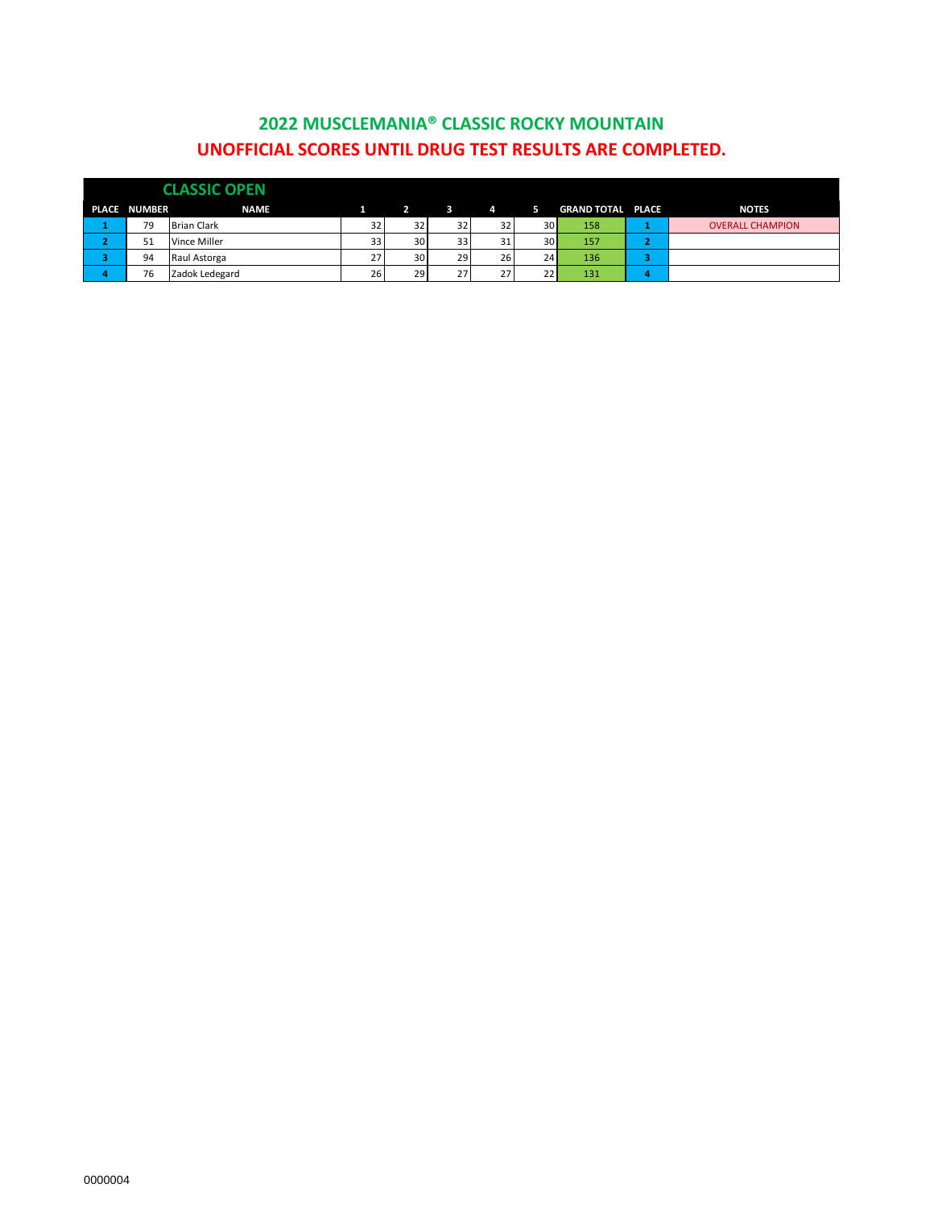## 2022 MUSCLEMANIA® CLASSIC ROCKY MOUNTAIN

## UNOFFICIAL SCORES UNTIL DRUG TEST RESULTS ARE COMPLETED.

### CLASSIC OPEN

| PLACE | NUMBER | NAME | 1 | 2 | 3 | 4 | 5 | GRAND TOTAL | PLACE | NOTES |
|---|---|---|---|---|---|---|---|---|---|---|
| 1 | 79 | Brian Clark | 32 | 32 | 32 | 32 | 30 | 158 | 1 | OVERALL CHAMPION |
| 2 | 51 | Vince Miller | 33 | 30 | 33 | 31 | 30 | 157 | 2 | |
| 3 | 94 | Raul Astorga | 27 | 30 | 29 | 26 | 24 | 136 | 3 | |
| 4 | 76 | Zadok Ledegard | 26 | 29 | 27 | 27 | 22 | 131 | 4 | |

0000004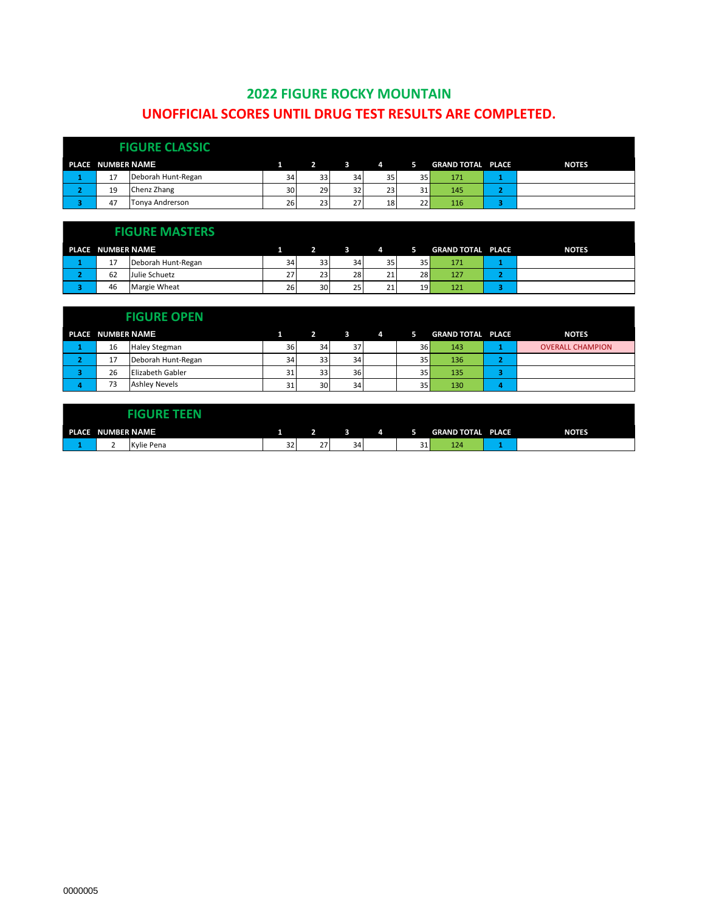# 2022 FIGURE ROCKY MOUNTAIN

## UNOFFICIAL SCORES UNTIL DRUG TEST RESULTS ARE COMPLETED.

### FIGURE CLASSIC

| PLACE | NUMBER | NAME | 1 | 2 | 3 | 4 | 5 | GRAND TOTAL | PLACE | NOTES |
|---|---|---|---|---|---|---|---|---|---|---|
| 1 | 17 | Deborah Hunt-Regan | 34 | 33 | 34 | 35 | 35 | 171 | 1 | |
| 2 | 19 | Chenz Zhang | 30 | 29 | 32 | 23 | 31 | 145 | 2 | |
| 3 | 47 | Tonya Andrerson | 26 | 23 | 27 | 18 | 22 | 116 | 3 | |

### FIGURE MASTERS

| PLACE | NUMBER | NAME | 1 | 2 | 3 | 4 | 5 | GRAND TOTAL | PLACE | NOTES |
|---|---|---|---|---|---|---|---|---|---|---|
| 1 | 17 | Deborah Hunt-Regan | 34 | 33 | 34 | 35 | 35 | 171 | 1 | |
| 2 | 62 | Julie Schuetz | 27 | 23 | 28 | 21 | 28 | 127 | 2 | |
| 3 | 46 | Margie Wheat | 26 | 30 | 25 | 21 | 19 | 121 | 3 | |

### FIGURE OPEN

| PLACE | NUMBER | NAME | 1 | 2 | 3 | 4 | 5 | GRAND TOTAL | PLACE | NOTES |
|---|---|---|---|---|---|---|---|---|---|---|
| 1 | 16 | Haley Stegman | 36 | 34 | 37 | | 36 | 143 | 1 | OVERALL CHAMPION |
| 2 | 17 | Deborah Hunt-Regan | 34 | 33 | 34 | | 35 | 136 | 2 | |
| 3 | 26 | Elizabeth Gabler | 31 | 33 | 36 | | 35 | 135 | 3 | |
| 4 | 73 | Ashley Nevels | 31 | 30 | 34 | | 35 | 130 | 4 | |

### FIGURE TEEN

| PLACE | NUMBER | NAME | 1 | 2 | 3 | 4 | 5 | GRAND TOTAL | PLACE | NOTES |
|---|---|---|---|---|---|---|---|---|---|---|
| 1 | 2 | Kylie Pena | 32 | 27 | 34 | | 31 | 124 | 1 | |

0000005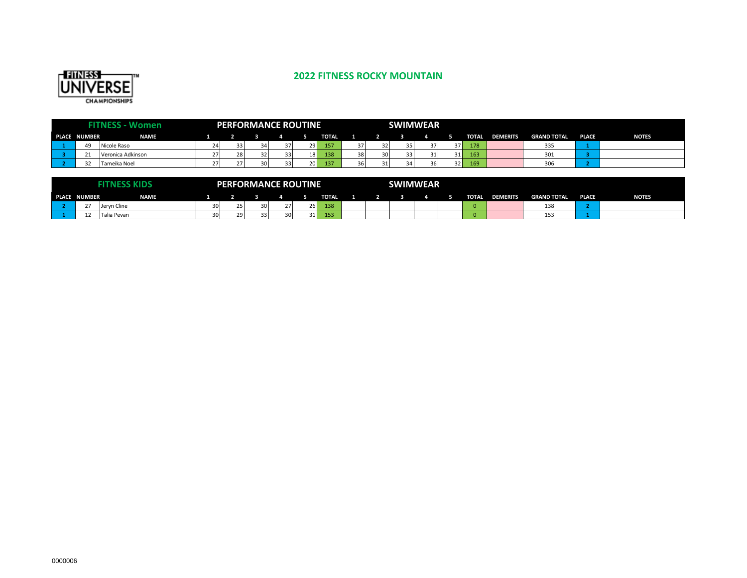## 2022 FITNESS ROCKY MOUNTAIN

| FITNESS - Women | | | PERFORMANCE ROUTINE | | | | | | SWIMWEAR | | | | | | | | | |
|---|---|---|---|---|---|---|---|---|---|---|---|---|---|---|---|---|---|---|
| PLACE | NUMBER | NAME | 1 | 2 | 3 | 4 | 5 | TOTAL | 1 | 2 | 3 | 4 | 5 | TOTAL | DEMERITS | GRAND TOTAL | PLACE | NOTES |
| 1 | 49 | Nicole Raso | 24 | 33 | 34 | 37 | 29 | 157 | 37 | 32 | 35 | 37 | 37 | 178 | | 335 | 1 | |
| 3 | 21 | Veronica Adkinson | 27 | 28 | 32 | 33 | 18 | 138 | 38 | 30 | 33 | 31 | 31 | 163 | | 301 | 3 | |
| 2 | 32 | Tameika Noel | 27 | 27 | 30 | 33 | 20 | 137 | 36 | 31 | 34 | 36 | 32 | 169 | | 306 | 2 | |

| FITNESS KIDS | | | PERFORMANCE ROUTINE | | | | | | SWIMWEAR | | | | | | | | | |
|---|---|---|---|---|---|---|---|---|---|---|---|---|---|---|---|---|---|---|
| PLACE | NUMBER | NAME | 1 | 2 | 3 | 4 | 5 | TOTAL | 1 | 2 | 3 | 4 | 5 | TOTAL | DEMERITS | GRAND TOTAL | PLACE | NOTES |
| 2 | 27 | Jeryn Cline | 30 | 25 | 30 | 27 | 26 | 138 | | | | | | 0 | | 138 | 2 | |
| 1 | 12 | Talia Pevan | 30 | 29 | 33 | 30 | 31 | 153 | | | | | | 0 | | 153 | 1 | |

0000006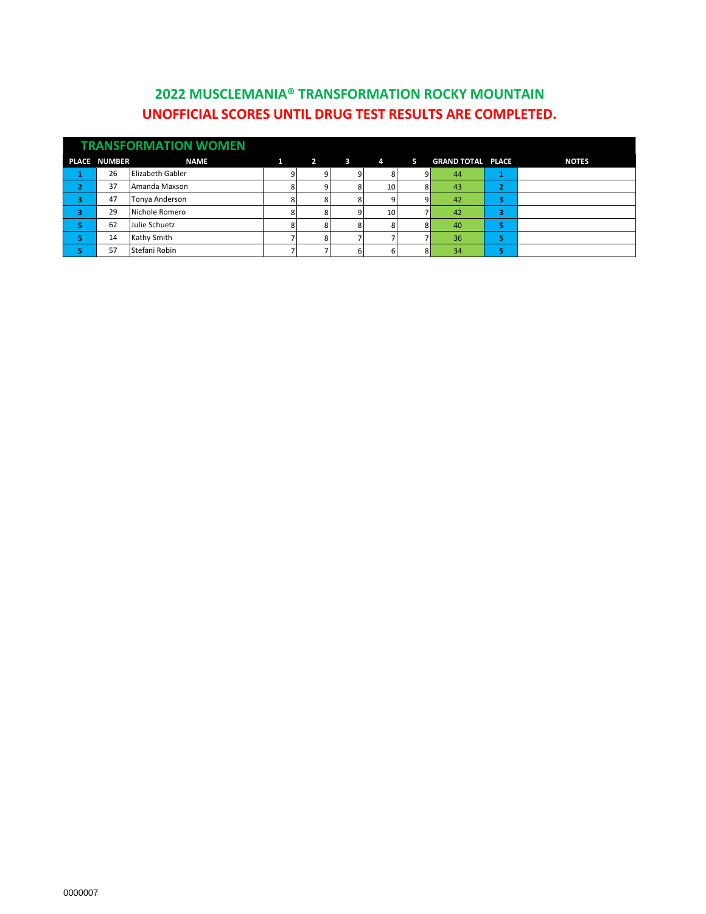## 2022 MUSCLEMANIA® TRANSFORMATION ROCKY MOUNTAIN

## UNOFFICIAL SCORES UNTIL DRUG TEST RESULTS ARE COMPLETED.

### TRANSFORMATION WOMEN

| PLACE | NUMBER | NAME | 1 | 2 | 3 | 4 | 5 | GRAND TOTAL | PLACE | NOTES |
|---|---|---|---|---|---|---|---|---|---|---|
| 1 | 26 | Elizabeth Gabler | 9 | 9 | 9 | 8 | 9 | 44 | 1 | |
| 2 | 37 | Amanda Maxson | 8 | 9 | 8 | 10 | 8 | 43 | 2 | |
| 3 | 47 | Tonya Anderson | 8 | 8 | 8 | 9 | 9 | 42 | 3 | |
| 3 | 29 | Nichole Romero | 8 | 8 | 9 | 10 | 7 | 42 | 3 | |
| 5 | 62 | Julie Schuetz | 8 | 8 | 8 | 8 | 8 | 40 | 5 | |
| 5 | 14 | Kathy Smith | 7 | 8 | 7 | 7 | 7 | 36 | 5 | |
| 5 | 57 | Stefani Robin | 7 | 7 | 6 | 6 | 8 | 34 | 5 | |

0000007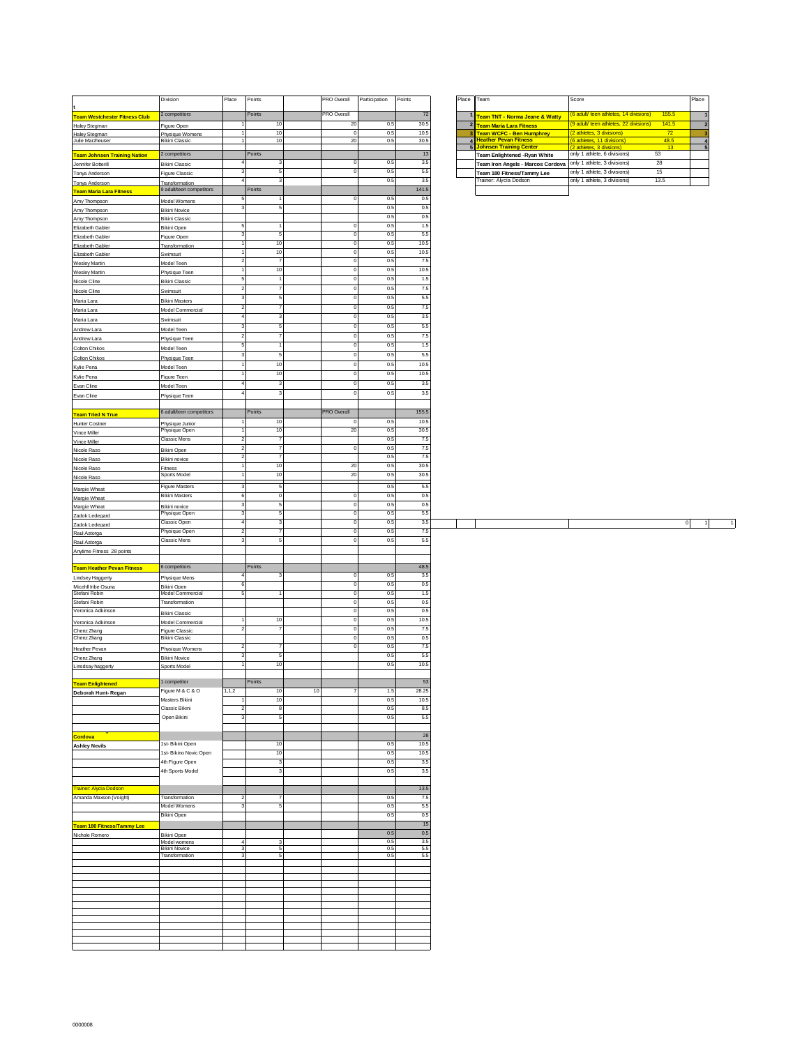| t | Division | Place | Points | | PRO Overall | Participation | Points |
|---|---|---|---|---|---|---|---|
| **Team Westchester Fitness Club** | 2 competitors | | Points | | PRO Overall | | 72 |
| Haley Stegman | Figure Open | 1 | 10 | | 20 | 0.5 | 30.5 |
| Haley Stegman | Physique Womens | 1 | 10 | | 0 | 0.5 | 10.5 |
| Julie Marzheuser | Bikini Classic | 1 | 10 | | 20 | 0.5 | 30.5 |
| **Team Johnsen Training Nation** | 2 competitors | | Points | | | | 13 |
| Jennifer Botterill | Bikini Classic | 4 | 3 | | 0 | 0.5 | 3.5 |
| Tonya Anderson | Figure Classic | 3 | 5 | | 0 | 0.5 | 5.5 |
| Tonya Anderson | Transformation | 4 | 3 | | | 0.5 | 3.5 |
| **Team Maria Lara Fitness** | 9 adult/teen competitors | | Points | | | | 141.5 |
| Amy Thompson | Model Womens | 5 | 1 | | 0 | 0.5 | 0.5 |
| Amy Thompson | Bikini Novice | 3 | 5 | | | 0.5 | 0.5 |
| Amy Thompson | Bikini Classic | | | | | 0.5 | 0.5 |
| Elizabeth Gabler | Bikini Open | 5 | 1 | | 0 | 0.5 | 1.5 |
| Elizabeth Gabler | Figure Open | 3 | 5 | | 0 | 0.5 | 5.5 |
| Elizabeth Gabler | Transformation | 1 | 10 | | 0 | 0.5 | 10.5 |
| Elizabeth Gabler | Swimsuit | 1 | 10 | | 0 | 0.5 | 10.5 |
| Wesley Martin | Model Teen | 2 | 7 | | 0 | 0.5 | 7.5 |
| Wesley Martin | Physique Teen | 1 | 10 | | 0 | 0.5 | 10.5 |
| Nicole Cline | Bikini Classic | 5 | 1 | | 0 | 0.5 | 1.5 |
| Nicole Cline | Swimsuit | 2 | 7 | | 0 | 0.5 | 7.5 |
| Maria Lara | Bikini Masters | 3 | 5 | | 0 | 0.5 | 5.5 |
| Maria Lara | Model Commercial | 2 | 7 | | 0 | 0.5 | 7.5 |
| Maria Lara | Swimsuit | 4 | 3 | | 0 | 0.5 | 3.5 |
| Andrew Lara | Model Teen | 3 | 5 | | 0 | 0.5 | 5.5 |
| Andrew Lara | Physique Teen | 2 | 7 | | 0 | 0.5 | 7.5 |
| Colton Chikos | Model Teen | 5 | 1 | | 0 | 0.5 | 1.5 |
| Colton Chikos | Physique Teen | 3 | 5 | | 0 | 0.5 | 5.5 |
| Kylie Pena | Model Teen | 1 | 10 | | 0 | 0.5 | 10.5 |
| Kylie Pena | Figure Teen | 1 | 10 | | 0 | 0.5 | 10.5 |
| Evan Cline | Model Teen | 4 | 3 | | 0 | 0.5 | 3.5 |
| Evan Cline | Physique Teen | 4 | 3 | | 0 | 0.5 | 3.5 |
| **Team Tried N True** | 6 adult/teen competitors | | Points | | PRO Overall | | 155.5 |
| Hunter Costner | Physique Junior | 1 | 10 | | 0 | 0.5 | 10.5 |
| Vince Miller | Physique Open | 1 | 10 | | 20 | 0.5 | 30.5 |
| Vince Miller | Classic Mens | 2 | 7 | | | 0.5 | 7.5 |
| Nicole Raso | Bikini Open | 2 | 7 | | 0 | 0.5 | 7.5 |
| Nicole Raso | Bikini novice | 2 | 7 | | | 0.5 | 7.5 |
| Nicole Raso | Fitness | 1 | 10 | | 20 | 0.5 | 30.5 |
| Nicole Raso | Sports Model | 1 | 10 | | 20 | 0.5 | 30.5 |
| Margie Wheat | Figure Masters | 3 | 5 | | | 0.5 | 5.5 |
| Margie Wheat | Bikini Masters | 6 | 0 | | 0 | 0.5 | 0.5 |
| Margie Wheat | Bikini novice | 3 | 5 | | 0 | 0.5 | 0.5 |
| Zadok Ledegard | Physique Open | 3 | 5 | | 0 | 0.5 | 5.5 |
| Zadok Ledegard | Classic Open | 4 | 3 | | 0 | 0.5 | 3.5 |
| Raul Astorga | Physique Open | 2 | 7 | | 0 | 0.5 | 7.5 |
| Raul Astorga | Classic Mens | 3 | 5 | | 0 | 0.5 | 5.5 |
| Anytime Fitness 28 points | | | | | | | |
| **Team Heather Pevan Fitness** | 6 competitors | | Points | | | | 48.5 |
| Lindsey Haggerty | Physique Mens | 4 | 3 | | 0 | 0.5 | 3.5 |
| Micehll Iribe Osuna | Bikini Open | 6 | | | 0 | 0.5 | 0.5 |
| Stefani Robin | Model Commercial | 5 | 1 | | 0 | 0.5 | 1.5 |
| Stefani Robin | Transformation | | | | 0 | 0.5 | 0.5 |
| Veronica Adkinson | Bikini Classic | | | | 0 | 0.5 | 0.5 |
| Veronica Adkinson | Model Commercial | 1 | 10 | | 0 | 0.5 | 10.5 |
| Chenz Zhang | Figure Classic | 2 | 7 | | 0 | 0.5 | 7.5 |
| Chenz Zhang | Bikini Classic | | | | 0 | 0.5 | 0.5 |
| Heather Pevan | Physique Womens | 2 | 7 | | 0 | 0.5 | 7.5 |
| Chenz Zhang | Bikini Novice | 3 | 5 | | | 0.5 | 5.5 |
| Linsdsay haggerty | Sports Model | 1 | 10 | | | 0.5 | 10.5 |
| **Team Enlightened** | 1 competitor | | Points | | | | 53 |
| **Deborah Hunt- Regan** | Figure M & C & O | 1,1,2 | 10 | 10 | 7 | 1.5 | 28.25 |
| | Masters Bikini | 1 | 10 | | | 0.5 | 10.5 |
| | Classic Bikini | 2 | 8 | | | 0.5 | 8.5 |
| | Open Bikini | 3 | 5 | | | 0.5 | 5.5 |
| **Cordova** | | | | | | | 28 |
| **Ashley Nevils** | 1st- Bikini Open | | 10 | | | 0.5 | 10.5 |
| | 1st- Bikino Novic Open | | 10 | | | 0.5 | 10.5 |
| | 4th Figure Open | | 3 | | | 0.5 | 3.5 |
| | 4th Sports Model | | 3 | | | 0.5 | 3.5 |
| Trainer: Alycia Dodson | | | | | | | 13.5 |
| Amanda Maxson (Voight) | Transformation | 2 | 7 | | | 0.5 | 7.5 |
| | Model Womens | 3 | 5 | | | 0.5 | 5.5 |
| | Bikini Open | | | | | 0.5 | 0.5 |
| **Team 180 Fitness/Tammy Lee** | | | | | | | 15 |
| Nichole Romero | Bikini Open | | | | | 0.5 | 0.5 |
| | Model womens | 4 | 3 | | | 0.5 | 3.5 |
| | Bikini Novice | 3 | 5 | | | 0.5 | 5.5 |
| | Transformation | 3 | 5 | | | 0.5 | 5.5 |

| Place | Team | Score | | Place |
|---|---|---|---|---|
| 1 | **Team TNT - Norma Jeane & Watty** | (6 adult/ teen athletes, 14 divisions) | 155.5 | 1 |
| 2 | **Team Maria Lara Fitness** | (9 adult/ teen athletes, 22 divisions) | 141.5 | 2 |
| 3 | **Team WCFC - Ben Humphrey** | (2 athletes, 3 divisions) | 72 | 3 |
| 4 | **Heather Pevan Fitness** | (6 athletes, 11 divisions) | 48.5 | 4 |
| 5 | **Johnsen Training Center** | (2 athletes, 3 divisions) | 13 | 5 |
| | **Team Enlightened -Ryan White** | only 1 athlete, 6 divisions) | 53 | |
| | **Team Iron Angels - Marcos Cordova** | only 1 athlete, 3 divisions) | 28 | |
| | **Team 180 Fitness/Tammy Lee** | only 1 athlete, 3 divisions) | 15 | |
| | Trainer: Alycia Dodson | only 1 athlete, 3 divisions) | 13.5 | |

0 1 1